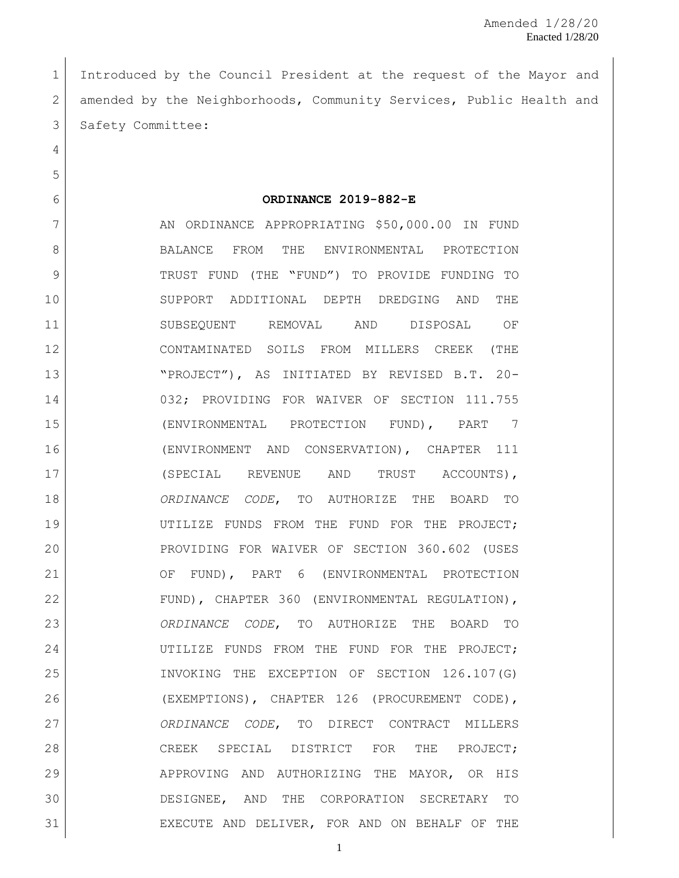Amended 1/28/20
Enacted 1/28/20

Introduced by the Council President at the request of the Mayor and amended by the Neighborhoods, Community Services, Public Health and Safety Committee:

**ORDINANCE 2019-882-E**

AN ORDINANCE APPROPRIATING $50,000.00 IN FUND BALANCE FROM THE ENVIRONMENTAL PROTECTION TRUST FUND (THE "FUND") TO PROVIDE FUNDING TO SUPPORT ADDITIONAL DEPTH DREDGING AND THE SUBSEQUENT REMOVAL AND DISPOSAL OF CONTAMINATED SOILS FROM MILLERS CREEK (THE "PROJECT"), AS INITIATED BY REVISED B.T. 20-032; PROVIDING FOR WAIVER OF SECTION 111.755 (ENVIRONMENTAL PROTECTION FUND), PART 7 (ENVIRONMENT AND CONSERVATION), CHAPTER 111 (SPECIAL REVENUE AND TRUST ACCOUNTS), *ORDINANCE CODE*, TO AUTHORIZE THE BOARD TO UTILIZE FUNDS FROM THE FUND FOR THE PROJECT; PROVIDING FOR WAIVER OF SECTION 360.602 (USES OF FUND), PART 6 (ENVIRONMENTAL PROTECTION FUND), CHAPTER 360 (ENVIRONMENTAL REGULATION), *ORDINANCE CODE*, TO AUTHORIZE THE BOARD TO UTILIZE FUNDS FROM THE FUND FOR THE PROJECT; INVOKING THE EXCEPTION OF SECTION 126.107(G) (EXEMPTIONS), CHAPTER 126 (PROCUREMENT CODE), *ORDINANCE CODE*, TO DIRECT CONTRACT MILLERS CREEK SPECIAL DISTRICT FOR THE PROJECT; APPROVING AND AUTHORIZING THE MAYOR, OR HIS DESIGNEE, AND THE CORPORATION SECRETARY TO EXECUTE AND DELIVER, FOR AND ON BEHALF OF THE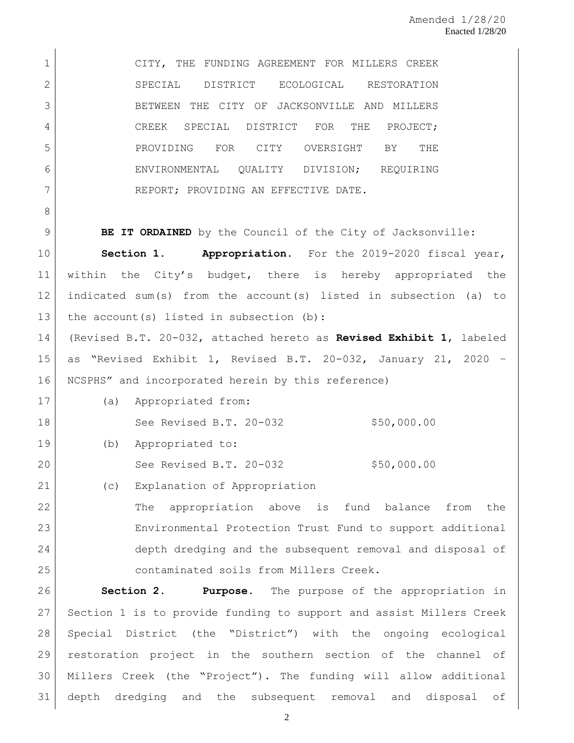CITY, THE FUNDING AGREEMENT FOR MILLERS CREEK SPECIAL DISTRICT ECOLOGICAL RESTORATION BETWEEN THE CITY OF JACKSONVILLE AND MILLERS CREEK SPECIAL DISTRICT FOR THE PROJECT; PROVIDING FOR CITY OVERSIGHT BY THE ENVIRONMENTAL QUALITY DIVISION; REQUIRING REPORT; PROVIDING AN EFFECTIVE DATE.

**BE IT ORDAINED** by the Council of the City of Jacksonville:

**Section 1. Appropriation.** For the 2019-2020 fiscal year, within the City's budget, there is hereby appropriated the indicated sum(s) from the account(s) listed in subsection (a) to the account(s) listed in subsection (b):

(Revised B.T. 20-032, attached hereto as **Revised Exhibit 1**, labeled as "Revised Exhibit 1, Revised B.T. 20-032, January 21, 2020 – NCSPHS" and incorporated herein by this reference)

(a) Appropriated from:

See Revised B.T. 20-032 $50,000.00

(b) Appropriated to:

See Revised B.T. 20-032 $50,000.00

(c) Explanation of Appropriation

The appropriation above is fund balance from the Environmental Protection Trust Fund to support additional depth dredging and the subsequent removal and disposal of contaminated soils from Millers Creek.

**Section 2. Purpose.** The purpose of the appropriation in Section 1 is to provide funding to support and assist Millers Creek Special District (the "District") with the ongoing ecological restoration project in the southern section of the channel of Millers Creek (the "Project"). The funding will allow additional depth dredging and the subsequent removal and disposal of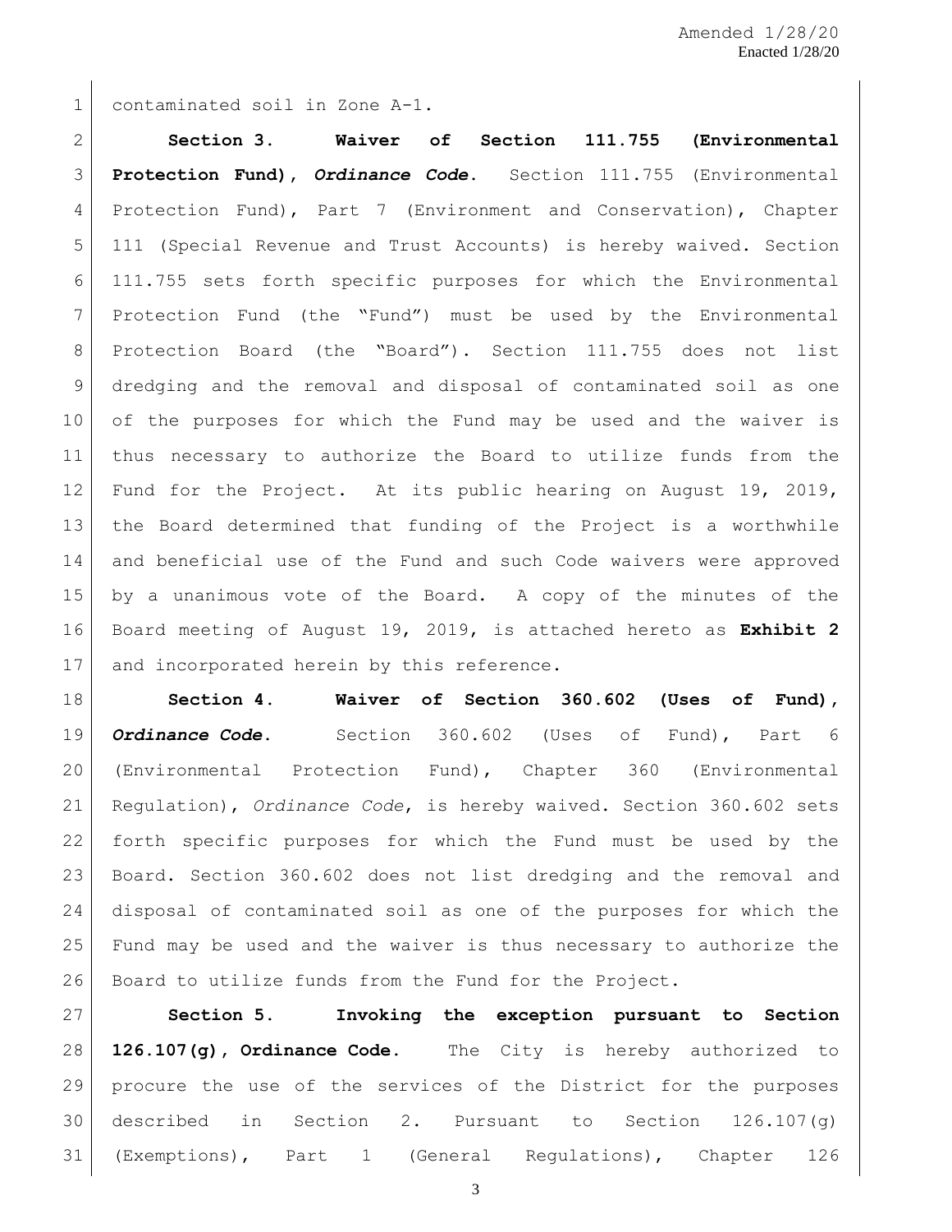contaminated soil in Zone A-1.

**Section 3. Waiver of Section 111.755 (Environmental Protection Fund), *Ordinance Code*.** Section 111.755 (Environmental Protection Fund), Part 7 (Environment and Conservation), Chapter 111 (Special Revenue and Trust Accounts) is hereby waived. Section 111.755 sets forth specific purposes for which the Environmental Protection Fund (the "Fund") must be used by the Environmental Protection Board (the "Board"). Section 111.755 does not list dredging and the removal and disposal of contaminated soil as one of the purposes for which the Fund may be used and the waiver is thus necessary to authorize the Board to utilize funds from the Fund for the Project. At its public hearing on August 19, 2019, the Board determined that funding of the Project is a worthwhile and beneficial use of the Fund and such Code waivers were approved by a unanimous vote of the Board. A copy of the minutes of the Board meeting of August 19, 2019, is attached hereto as **Exhibit 2** and incorporated herein by this reference.

**Section 4. Waiver of Section 360.602 (Uses of Fund), *Ordinance Code*.** Section 360.602 (Uses of Fund), Part 6 (Environmental Protection Fund), Chapter 360 (Environmental Regulation), *Ordinance Code*, is hereby waived. Section 360.602 sets forth specific purposes for which the Fund must be used by the Board. Section 360.602 does not list dredging and the removal and disposal of contaminated soil as one of the purposes for which the Fund may be used and the waiver is thus necessary to authorize the Board to utilize funds from the Fund for the Project.

**Section 5. Invoking the exception pursuant to Section 126.107(g), Ordinance Code.** The City is hereby authorized to procure the use of the services of the District for the purposes described in Section 2. Pursuant to Section 126.107(g) (Exemptions), Part 1 (General Regulations), Chapter 126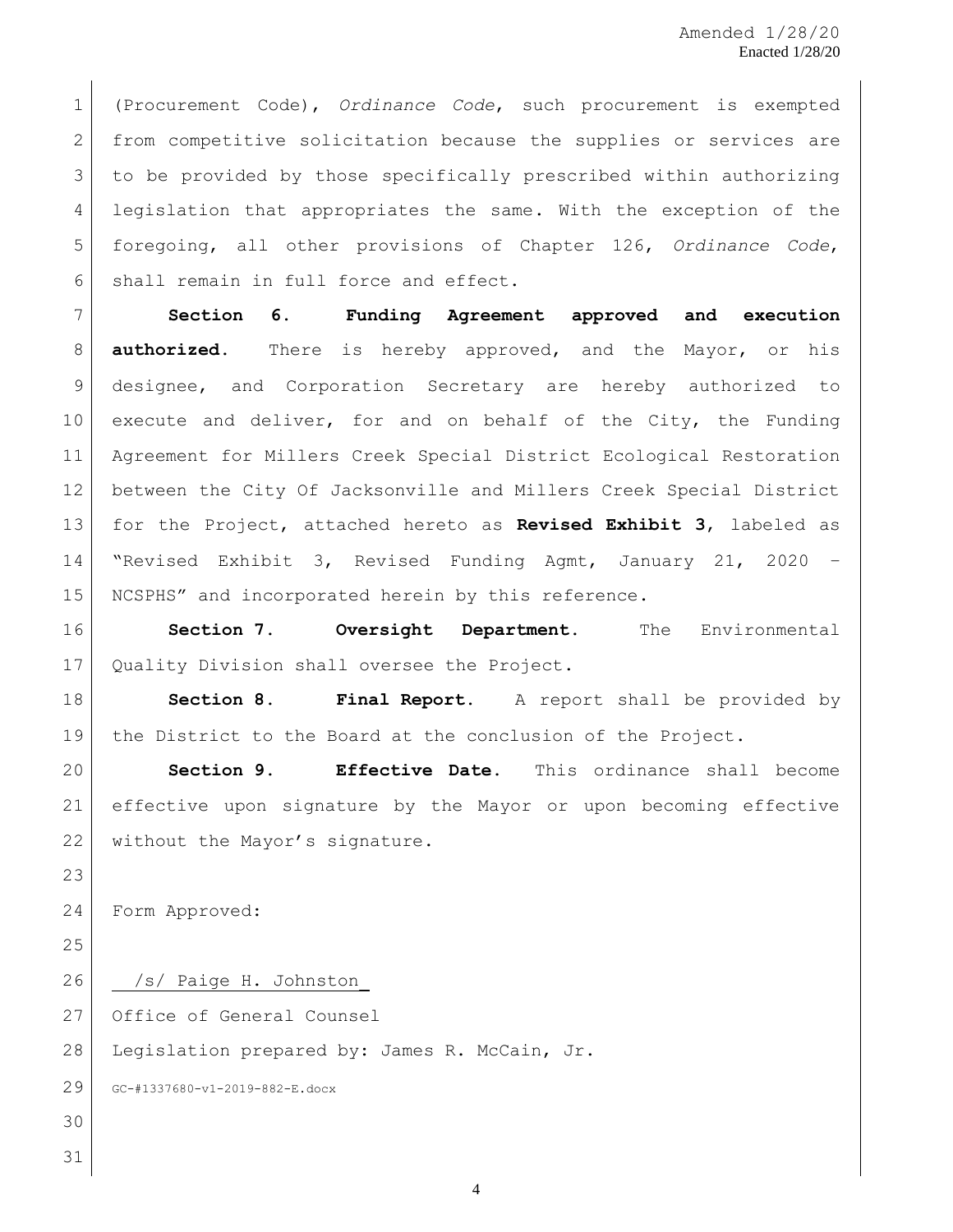(Procurement Code), *Ordinance Code*, such procurement is exempted from competitive solicitation because the supplies or services are to be provided by those specifically prescribed within authorizing legislation that appropriates the same. With the exception of the foregoing, all other provisions of Chapter 126, *Ordinance Code*, shall remain in full force and effect.

**Section 6. Funding Agreement approved and execution authorized.** There is hereby approved, and the Mayor, or his designee, and Corporation Secretary are hereby authorized to execute and deliver, for and on behalf of the City, the Funding Agreement for Millers Creek Special District Ecological Restoration between the City Of Jacksonville and Millers Creek Special District for the Project, attached hereto as **Revised Exhibit 3**, labeled as "Revised Exhibit 3, Revised Funding Agmt, January 21, 2020 – NCSPHS" and incorporated herein by this reference.

**Section 7. Oversight Department.** The Environmental Quality Division shall oversee the Project.

**Section 8. Final Report.** A report shall be provided by the District to the Board at the conclusion of the Project.

**Section 9. Effective Date.** This ordinance shall become effective upon signature by the Mayor or upon becoming effective without the Mayor's signature.

Form Approved:

/s/ Paige H. Johnston

Office of General Counsel

Legislation prepared by: James R. McCain, Jr.

GC-#1337680-v1-2019-882-E.docx